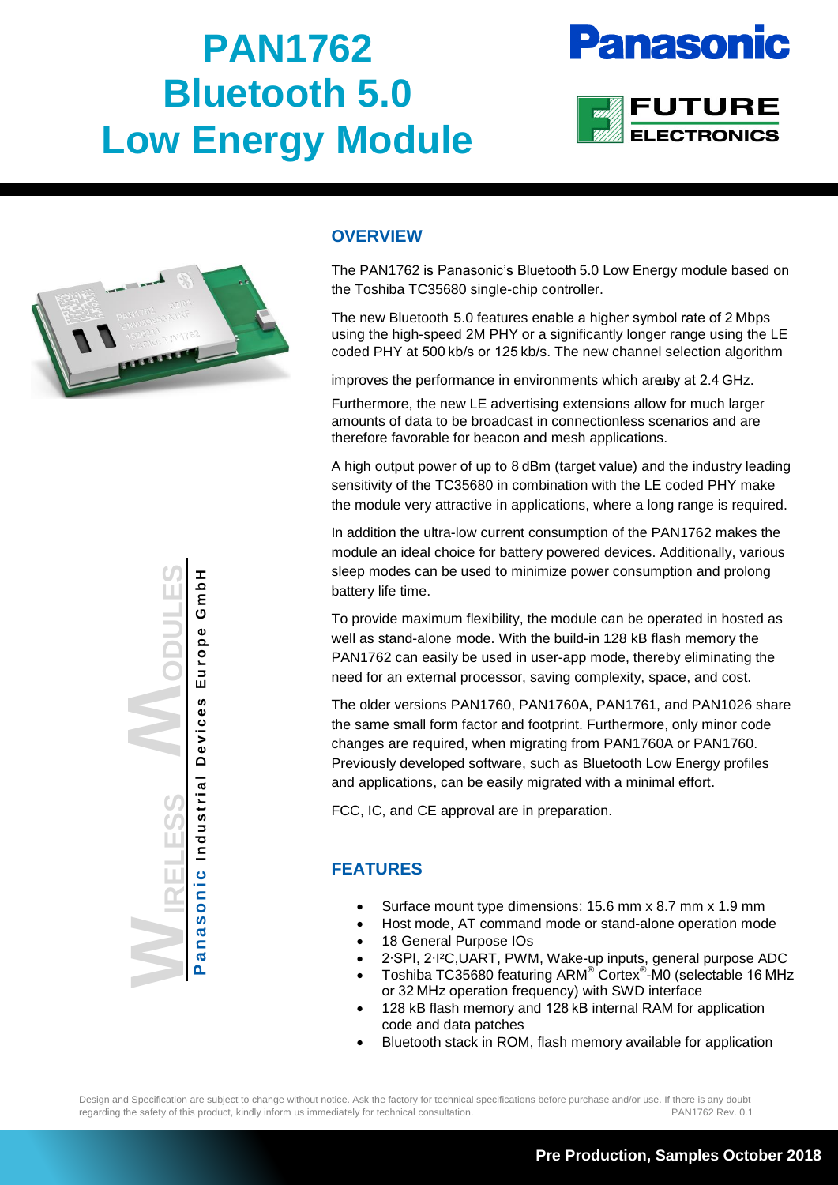# PAN1762 Bluetooth 5.0 Low Energy Module

Panasonic

FUTURE ELECTRONICS

Wireless Modules — Panasonic Industrial Devices Europe GmbH

## OVERVIEW

The PAN1762 is Panasonic's Bluetooth 5.0 Low Energy module based on the Toshiba TC35680 single-chip controller.

The new Bluetooth 5.0 features enable a higher symbol rate of 2 Mbps using the high-speed 2M PHY or a significantly longer range using the LE coded PHY at 500 kb/s or 125 kb/s. The new channel selection algorithm improves the performance in environments which are busy at 2.4 GHz.

Furthermore, the new LE advertising extensions allow for much larger amounts of data to be broadcast in connectionless scenarios and are therefore favorable for beacon and mesh applications.

A high output power of up to 8 dBm (target value) and the industry leading sensitivity of the TC35680 in combination with the LE coded PHY make the module very attractive in applications, where a long range is required.

In addition the ultra-low current consumption of the PAN1762 makes the module an ideal choice for battery powered devices. Additionally, various sleep modes can be used to minimize power consumption and prolong battery life time.

To provide maximum flexibility, the module can be operated in hosted as well as stand-alone mode. With the build-in 128 kB flash memory the PAN1762 can easily be used in user-app mode, thereby eliminating the need for an external processor, saving complexity, space, and cost.

The older versions PAN1760, PAN1760A, PAN1761, and PAN1026 share the same small form factor and footprint. Furthermore, only minor code changes are required, when migrating from PAN1760A or PAN1760. Previously developed software, such as Bluetooth Low Energy profiles and applications, can be easily migrated with a minimal effort.

FCC, IC, and CE approval are in preparation.

## FEATURES

- Surface mount type dimensions: 15.6 mm x 8.7 mm x 1.9 mm
- Host mode, AT command mode or stand-alone operation mode
- 18 General Purpose IOs
- 2·SPI, 2·I²C,UART, PWM, Wake-up inputs, general purpose ADC
- Toshiba TC35680 featuring ARM® Cortex®-M0 (selectable 16 MHz or 32 MHz operation frequency) with SWD interface
- 128 kB flash memory and 128 kB internal RAM for application code and data patches
- Bluetooth stack in ROM, flash memory available for application

Design and Specification are subject to change without notice. Ask the factory for technical specifications before purchase and/or use. If there is any doubt regarding the safety of this product, kindly inform us immediately for technical consultation. PAN1762 Rev. 0.1

**Pre Production, Samples October 2018**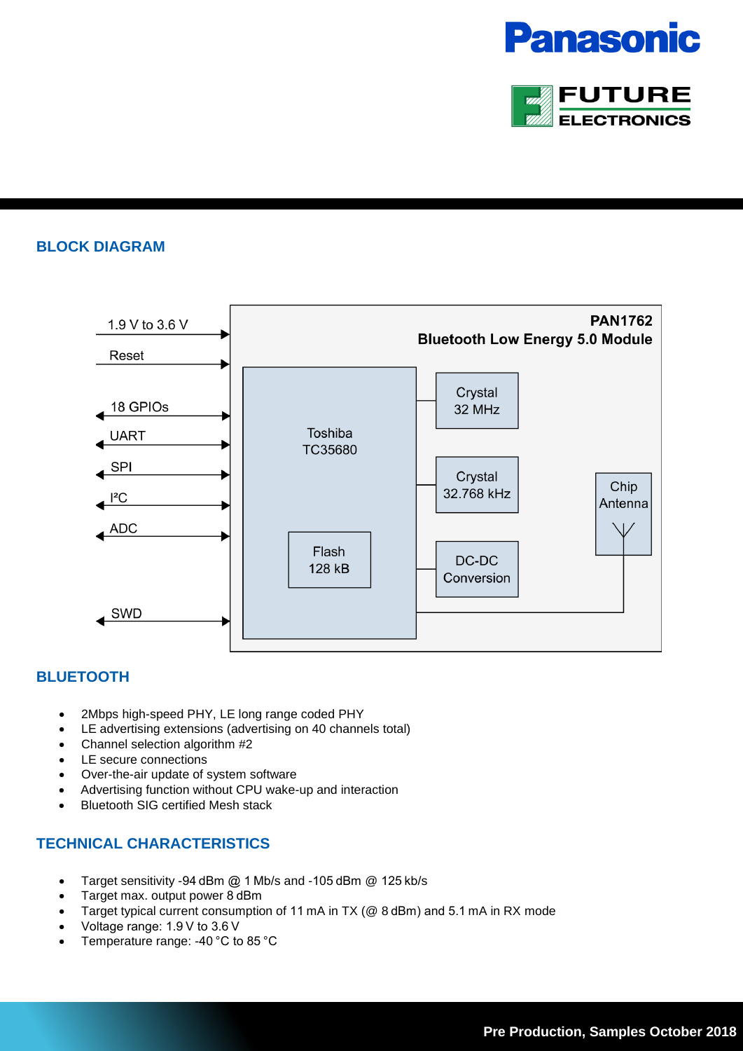## BLOCK DIAGRAM

1.9 V to 3.6 V
Reset
18 GPIOs
UART
SPI
I²C
ADC
SWD

PAN1762
Bluetooth Low Energy 5.0 Module

Toshiba
TC35680

Flash
128 kB

Crystal
32 MHz

Crystal
32.768 kHz

DC-DC
Conversion

Chip
Antenna

## BLUETOOTH

- 2Mbps high-speed PHY, LE long range coded PHY
- LE advertising extensions (advertising on 40 channels total)
- Channel selection algorithm #2
- LE secure connections
- Over-the-air update of system software
- Advertising function without CPU wake-up and interaction
- Bluetooth SIG certified Mesh stack

## TECHNICAL CHARACTERISTICS

- Target sensitivity -94 dBm @ 1 Mb/s and -105 dBm @ 125 kb/s
- Target max. output power 8 dBm
- Target typical current consumption of 11 mA in TX (@ 8 dBm) and 5.1 mA in RX mode
- Voltage range: 1.9 V to 3.6 V
- Temperature range: -40 °C to 85 °C

**Pre Production, Samples October 2018**